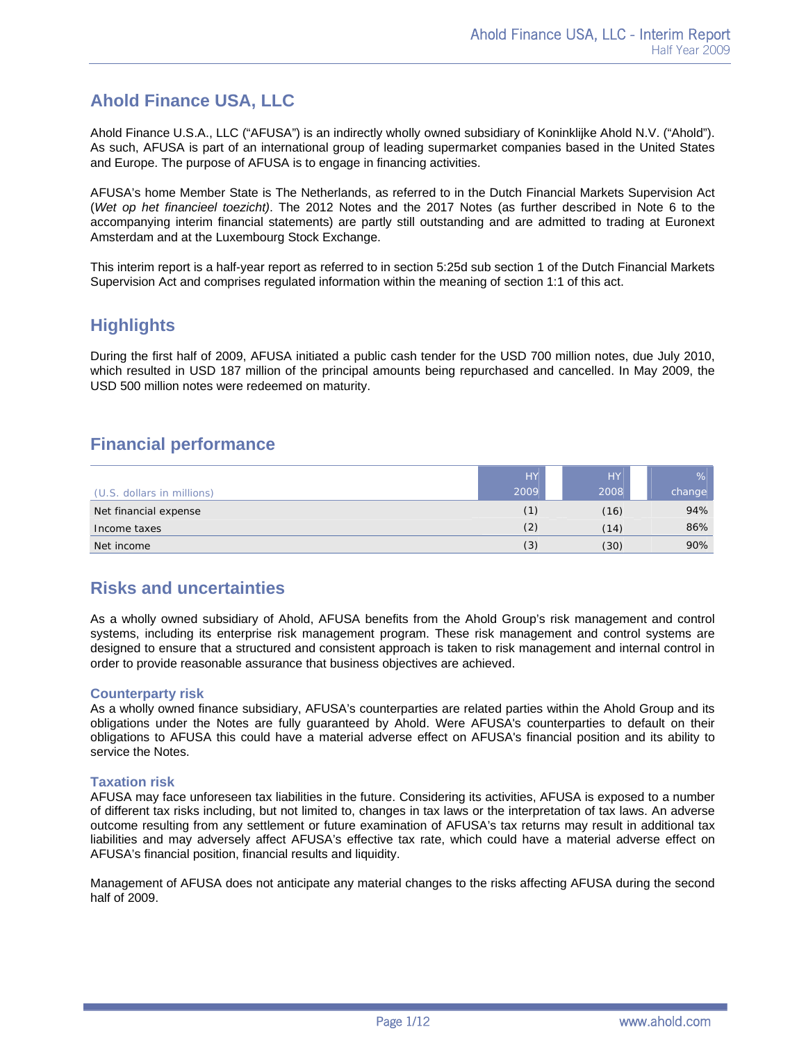# Ahold Finance USA, LLC

Ahold Finance U.S.A., LLC (“AFUSA”) is an indirectly wholly owned subsidiary of Koninklijke Ahold N.V. (“Ahold”). As such, AFUSA is part of an international group of leading supermarket companies based in the United States and Europe. The purpose of AFUSA is to engage in financing activities.

AFUSA’s home Member State is The Netherlands, as referred to in the Dutch Financial Markets Supervision Act (*Wet op het financieel toezicht)*. The 2012 Notes and the 2017 Notes (as further described in Note 6 to the accompanying interim financial statements) are partly still outstanding and are admitted to trading at Euronext Amsterdam and at the Luxembourg Stock Exchange.

This interim report is a half-year report as referred to in section 5:25d sub section 1 of the Dutch Financial Markets Supervision Act and comprises regulated information within the meaning of section 1:1 of this act.

## Highlights

During the first half of 2009, AFUSA initiated a public cash tender for the USD 700 million notes, due July 2010, which resulted in USD 187 million of the principal amounts being repurchased and cancelled. In May 2009, the USD 500 million notes were redeemed on maturity.

## Financial performance

| (U.S. dollars in millions) | HY 2009 | HY 2008 | % change |
|---|---|---|---|
| Net financial expense | (1) | (16) | 94% |
| Income taxes | (2) | (14) | 86% |
| Net income | (3) | (30) | 90% |

## Risks and uncertainties

As a wholly owned subsidiary of Ahold, AFUSA benefits from the Ahold Group’s risk management and control systems, including its enterprise risk management program. These risk management and control systems are designed to ensure that a structured and consistent approach is taken to risk management and internal control in order to provide reasonable assurance that business objectives are achieved.

### Counterparty risk

As a wholly owned finance subsidiary, AFUSA’s counterparties are related parties within the Ahold Group and its obligations under the Notes are fully guaranteed by Ahold. Were AFUSA's counterparties to default on their obligations to AFUSA this could have a material adverse effect on AFUSA's financial position and its ability to service the Notes.

### Taxation risk

AFUSA may face unforeseen tax liabilities in the future. Considering its activities, AFUSA is exposed to a number of different tax risks including, but not limited to, changes in tax laws or the interpretation of tax laws. An adverse outcome resulting from any settlement or future examination of AFUSA’s tax returns may result in additional tax liabilities and may adversely affect AFUSA’s effective tax rate, which could have a material adverse effect on AFUSA’s financial position, financial results and liquidity.

Management of AFUSA does not anticipate any material changes to the risks affecting AFUSA during the second half of 2009.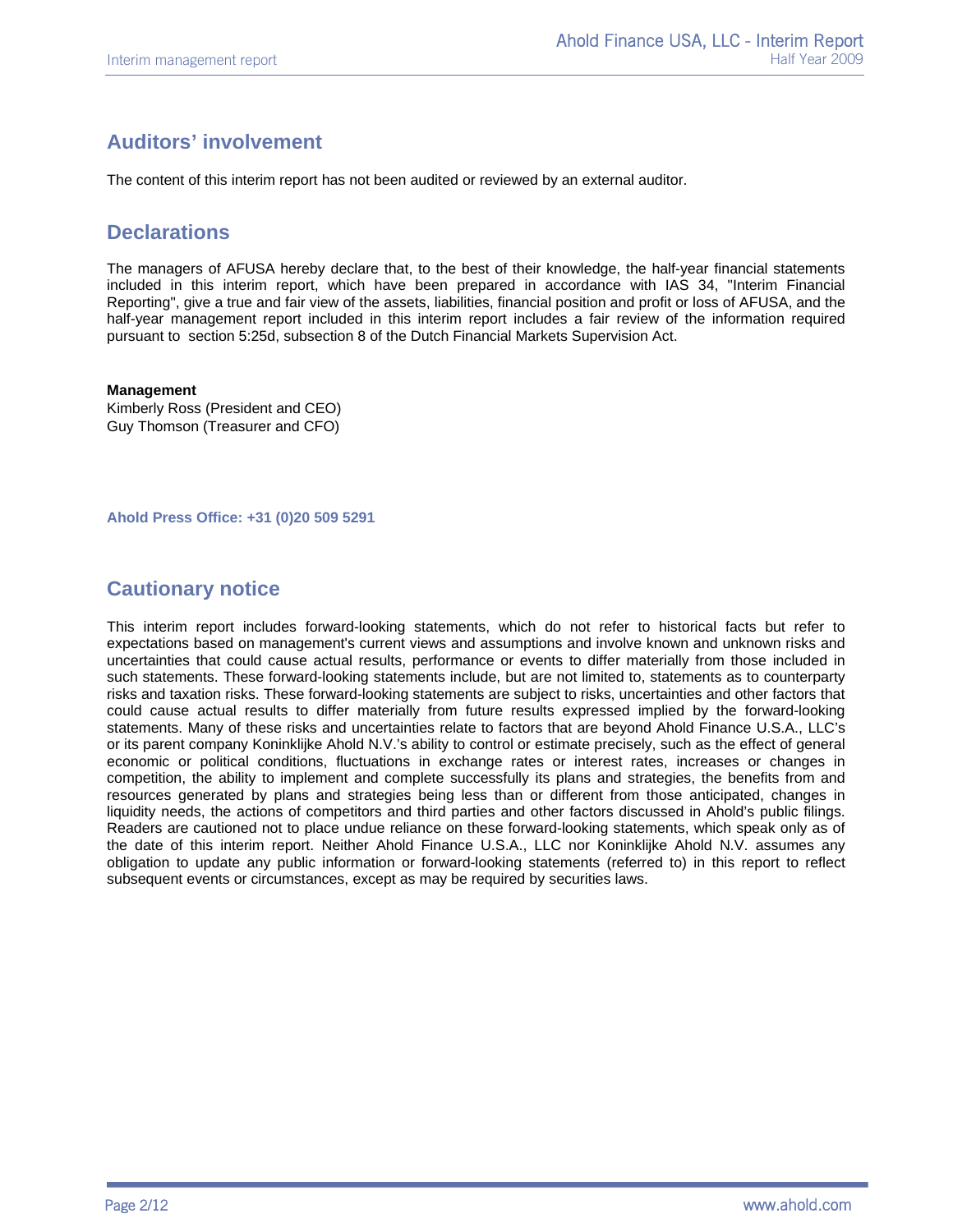## Auditors' involvement

The content of this interim report has not been audited or reviewed by an external auditor.

## Declarations

The managers of AFUSA hereby declare that, to the best of their knowledge, the half-year financial statements included in this interim report, which have been prepared in accordance with IAS 34, "Interim Financial Reporting", give a true and fair view of the assets, liabilities, financial position and profit or loss of AFUSA, and the half-year management report included in this interim report includes a fair review of the information required pursuant to section 5:25d, subsection 8 of the Dutch Financial Markets Supervision Act.

**Management**
Kimberly Ross (President and CEO)
Guy Thomson (Treasurer and CFO)

**Ahold Press Office: +31 (0)20 509 5291**

## Cautionary notice

This interim report includes forward-looking statements, which do not refer to historical facts but refer to expectations based on management's current views and assumptions and involve known and unknown risks and uncertainties that could cause actual results, performance or events to differ materially from those included in such statements. These forward-looking statements include, but are not limited to, statements as to counterparty risks and taxation risks. These forward-looking statements are subject to risks, uncertainties and other factors that could cause actual results to differ materially from future results expressed implied by the forward-looking statements. Many of these risks and uncertainties relate to factors that are beyond Ahold Finance U.S.A., LLC's or its parent company Koninklijke Ahold N.V.'s ability to control or estimate precisely, such as the effect of general economic or political conditions, fluctuations in exchange rates or interest rates, increases or changes in competition, the ability to implement and complete successfully its plans and strategies, the benefits from and resources generated by plans and strategies being less than or different from those anticipated, changes in liquidity needs, the actions of competitors and third parties and other factors discussed in Ahold's public filings. Readers are cautioned not to place undue reliance on these forward-looking statements, which speak only as of the date of this interim report. Neither Ahold Finance U.S.A., LLC nor Koninklijke Ahold N.V. assumes any obligation to update any public information or forward-looking statements (referred to) in this report to reflect subsequent events or circumstances, except as may be required by securities laws.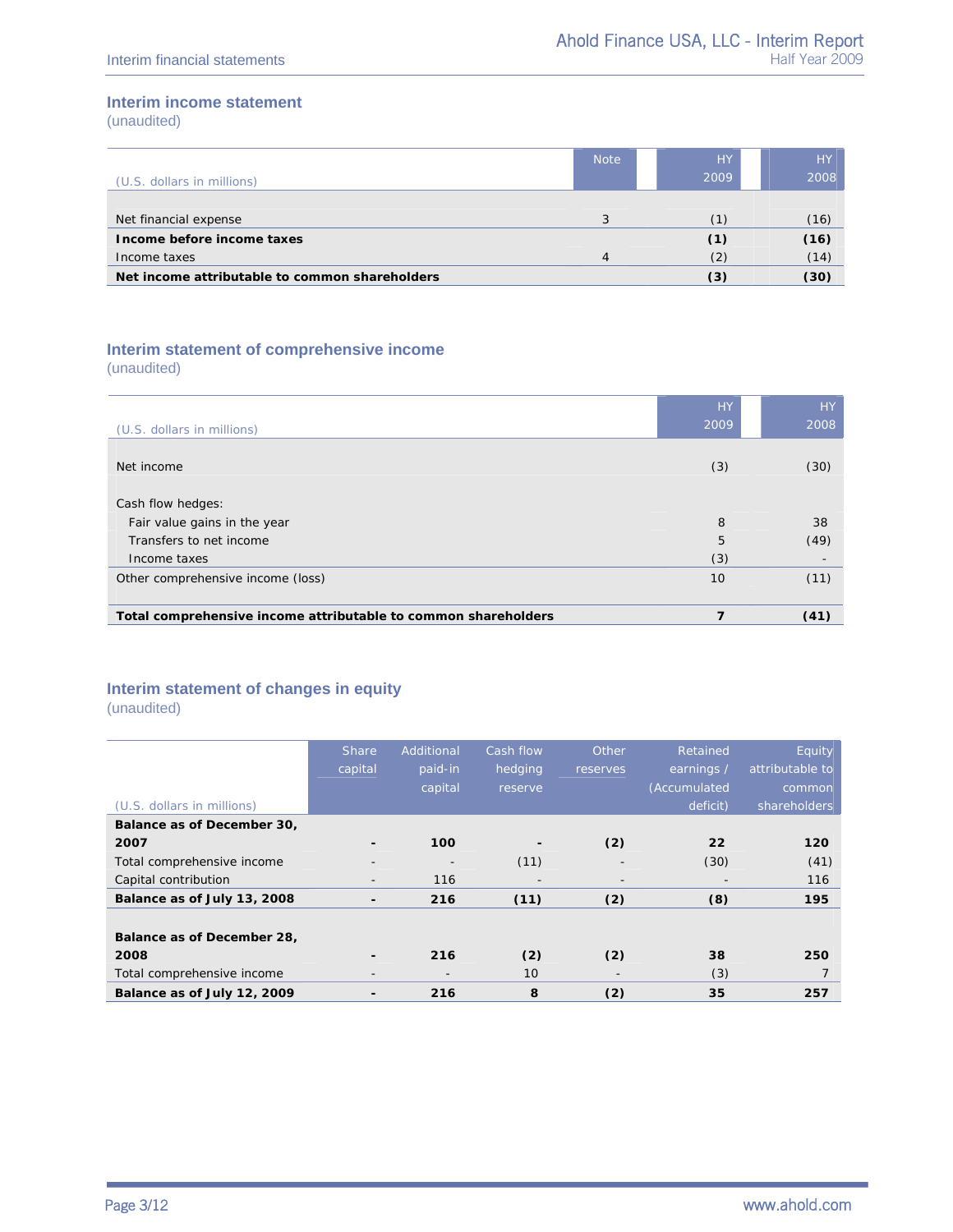## Interim income statement

(unaudited)

| (U.S. dollars in millions) | Note | HY 2009 | HY 2008 |
|---|---|---|---|
| Net financial expense | 3 | (1) | (16) |
| **Income before income taxes** | | **(1)** | **(16)** |
| Income taxes | 4 | (2) | (14) |
| **Net income attributable to common shareholders** | | **(3)** | **(30)** |

## Interim statement of comprehensive income

(unaudited)

| (U.S. dollars in millions) | HY 2009 | HY 2008 |
|---|---|---|
| Net income | (3) | (30) |
| Cash flow hedges: | | |
| Fair value gains in the year | 8 | 38 |
| Transfers to net income | 5 | (49) |
| Income taxes | (3) | - |
| Other comprehensive income (loss) | 10 | (11) |
| **Total comprehensive income attributable to common shareholders** | **7** | **(41)** |

## Interim statement of changes in equity

(unaudited)

| (U.S. dollars in millions) | Share capital | Additional paid-in capital | Cash flow hedging reserve | Other reserves | Retained earnings / (Accumulated deficit) | Equity attributable to common shareholders |
|---|---|---|---|---|---|---|
| **Balance as of December 30, 2007** | **-** | **100** | **-** | **(2)** | **22** | **120** |
| Total comprehensive income | - | - | (11) | - | (30) | (41) |
| Capital contribution | - | 116 | - | - | - | 116 |
| **Balance as of July 13, 2008** | **-** | **216** | **(11)** | **(2)** | **(8)** | **195** |
| **Balance as of December 28, 2008** | **-** | **216** | **(2)** | **(2)** | **38** | **250** |
| Total comprehensive income | - | - | 10 | - | (3) | 7 |
| **Balance as of July 12, 2009** | **-** | **216** | **8** | **(2)** | **35** | **257** |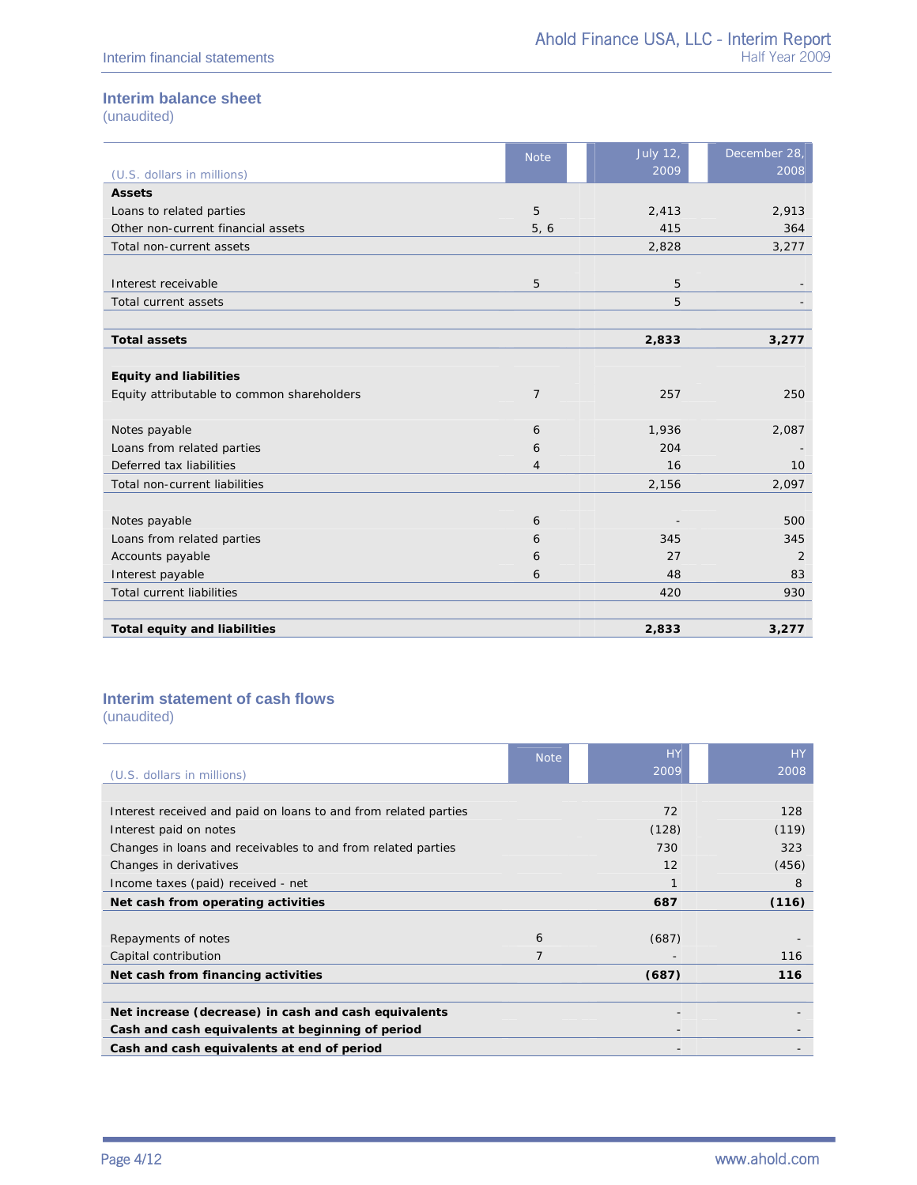## Interim balance sheet

(unaudited)

| (U.S. dollars in millions) | Note | July 12, 2009 | December 28, 2008 |
|---|---|---|---|
| **Assets** | | | |
| Loans to related parties | 5 | 2,413 | 2,913 |
| Other non-current financial assets | 5, 6 | 415 | 364 |
| Total non-current assets | | 2,828 | 3,277 |
| | | | |
| Interest receivable | 5 | 5 | - |
| Total current assets | | 5 | - |
| | | | |
| **Total assets** | | **2,833** | **3,277** |
| | | | |
| **Equity and liabilities** | | | |
| Equity attributable to common shareholders | 7 | 257 | 250 |
| | | | |
| Notes payable | 6 | 1,936 | 2,087 |
| Loans from related parties | 6 | 204 | - |
| Deferred tax liabilities | 4 | 16 | 10 |
| Total non-current liabilities | | 2,156 | 2,097 |
| | | | |
| Notes payable | 6 | - | 500 |
| Loans from related parties | 6 | 345 | 345 |
| Accounts payable | 6 | 27 | 2 |
| Interest payable | 6 | 48 | 83 |
| Total current liabilities | | 420 | 930 |
| | | | |
| **Total equity and liabilities** | | **2,833** | **3,277** |

## Interim statement of cash flows

(unaudited)

| (U.S. dollars in millions) | Note | HY 2009 | HY 2008 |
|---|---|---|---|
| Interest received and paid on loans to and from related parties | | 72 | 128 |
| Interest paid on notes | | (128) | (119) |
| Changes in loans and receivables to and from related parties | | 730 | 323 |
| Changes in derivatives | | 12 | (456) |
| Income taxes (paid) received - net | | 1 | 8 |
| **Net cash from operating activities** | | **687** | **(116)** |
| | | | |
| Repayments of notes | 6 | (687) | - |
| Capital contribution | 7 | - | 116 |
| **Net cash from financing activities** | | **(687)** | **116** |
| | | | |
| **Net increase (decrease) in cash and cash equivalents** | | - | - |
| **Cash and cash equivalents at beginning of period** | | - | - |
| **Cash and cash equivalents at end of period** | | - | - |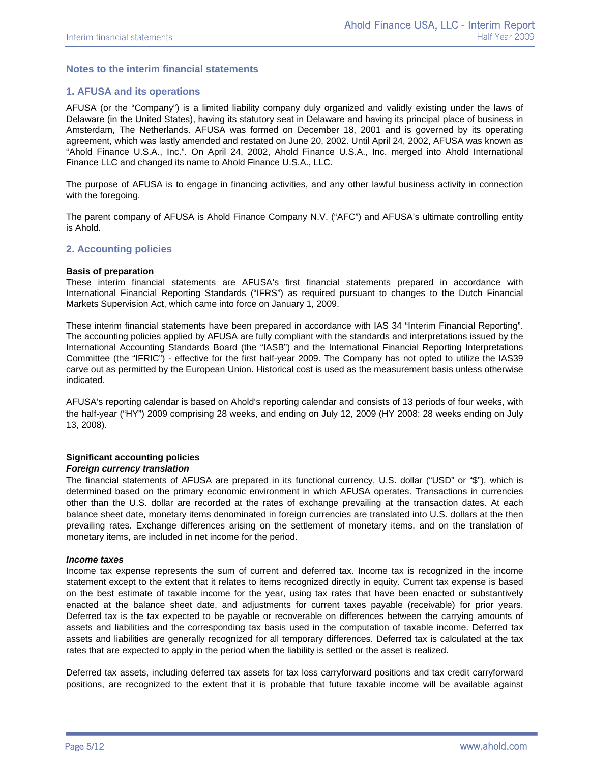## Notes to the interim financial statements

## 1. AFUSA and its operations

AFUSA (or the "Company") is a limited liability company duly organized and validly existing under the laws of Delaware (in the United States), having its statutory seat in Delaware and having its principal place of business in Amsterdam, The Netherlands. AFUSA was formed on December 18, 2001 and is governed by its operating agreement, which was lastly amended and restated on June 20, 2002. Until April 24, 2002, AFUSA was known as "Ahold Finance U.S.A., Inc.". On April 24, 2002, Ahold Finance U.S.A., Inc. merged into Ahold International Finance LLC and changed its name to Ahold Finance U.S.A., LLC.

The purpose of AFUSA is to engage in financing activities, and any other lawful business activity in connection with the foregoing.

The parent company of AFUSA is Ahold Finance Company N.V. ("AFC") and AFUSA's ultimate controlling entity is Ahold.

## 2. Accounting policies

**Basis of preparation**

These interim financial statements are AFUSA's first financial statements prepared in accordance with International Financial Reporting Standards ("IFRS") as required pursuant to changes to the Dutch Financial Markets Supervision Act, which came into force on January 1, 2009.

These interim financial statements have been prepared in accordance with IAS 34 "Interim Financial Reporting". The accounting policies applied by AFUSA are fully compliant with the standards and interpretations issued by the International Accounting Standards Board (the "IASB") and the International Financial Reporting Interpretations Committee (the "IFRIC") - effective for the first half-year 2009. The Company has not opted to utilize the IAS39 carve out as permitted by the European Union. Historical cost is used as the measurement basis unless otherwise indicated.

AFUSA's reporting calendar is based on Ahold's reporting calendar and consists of 13 periods of four weeks, with the half-year ("HY") 2009 comprising 28 weeks, and ending on July 12, 2009 (HY 2008: 28 weeks ending on July 13, 2008).

**Significant accounting policies**

***Foreign currency translation***

The financial statements of AFUSA are prepared in its functional currency, U.S. dollar ("USD" or "$"), which is determined based on the primary economic environment in which AFUSA operates. Transactions in currencies other than the U.S. dollar are recorded at the rates of exchange prevailing at the transaction dates. At each balance sheet date, monetary items denominated in foreign currencies are translated into U.S. dollars at the then prevailing rates. Exchange differences arising on the settlement of monetary items, and on the translation of monetary items, are included in net income for the period.

***Income taxes***

Income tax expense represents the sum of current and deferred tax. Income tax is recognized in the income statement except to the extent that it relates to items recognized directly in equity. Current tax expense is based on the best estimate of taxable income for the year, using tax rates that have been enacted or substantively enacted at the balance sheet date, and adjustments for current taxes payable (receivable) for prior years. Deferred tax is the tax expected to be payable or recoverable on differences between the carrying amounts of assets and liabilities and the corresponding tax basis used in the computation of taxable income. Deferred tax assets and liabilities are generally recognized for all temporary differences. Deferred tax is calculated at the tax rates that are expected to apply in the period when the liability is settled or the asset is realized.

Deferred tax assets, including deferred tax assets for tax loss carryforward positions and tax credit carryforward positions, are recognized to the extent that it is probable that future taxable income will be available against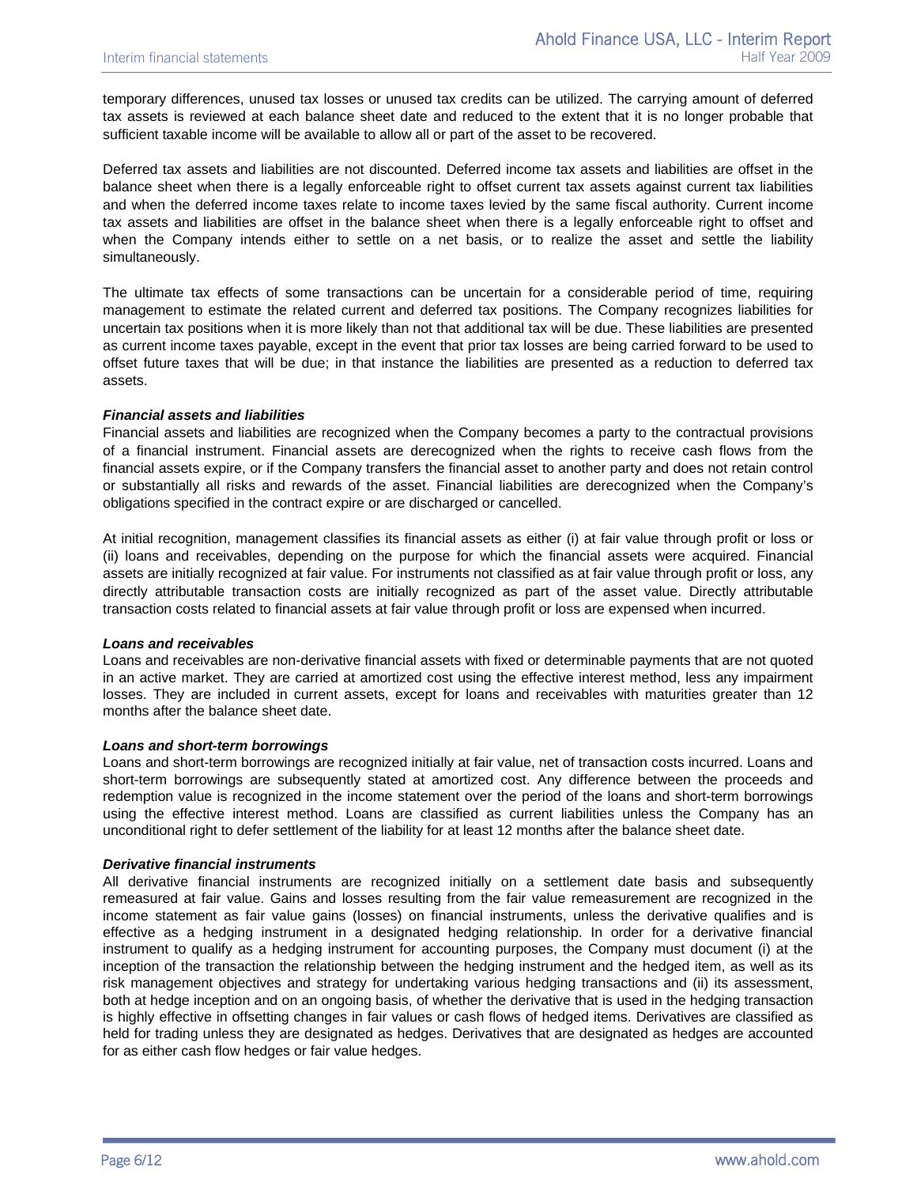temporary differences, unused tax losses or unused tax credits can be utilized. The carrying amount of deferred tax assets is reviewed at each balance sheet date and reduced to the extent that it is no longer probable that sufficient taxable income will be available to allow all or part of the asset to be recovered.

Deferred tax assets and liabilities are not discounted. Deferred income tax assets and liabilities are offset in the balance sheet when there is a legally enforceable right to offset current tax assets against current tax liabilities and when the deferred income taxes relate to income taxes levied by the same fiscal authority. Current income tax assets and liabilities are offset in the balance sheet when there is a legally enforceable right to offset and when the Company intends either to settle on a net basis, or to realize the asset and settle the liability simultaneously.

The ultimate tax effects of some transactions can be uncertain for a considerable period of time, requiring management to estimate the related current and deferred tax positions. The Company recognizes liabilities for uncertain tax positions when it is more likely than not that additional tax will be due. These liabilities are presented as current income taxes payable, except in the event that prior tax losses are being carried forward to be used to offset future taxes that will be due; in that instance the liabilities are presented as a reduction to deferred tax assets.

***Financial assets and liabilities***

Financial assets and liabilities are recognized when the Company becomes a party to the contractual provisions of a financial instrument. Financial assets are derecognized when the rights to receive cash flows from the financial assets expire, or if the Company transfers the financial asset to another party and does not retain control or substantially all risks and rewards of the asset. Financial liabilities are derecognized when the Company's obligations specified in the contract expire or are discharged or cancelled.

At initial recognition, management classifies its financial assets as either (i) at fair value through profit or loss or (ii) loans and receivables, depending on the purpose for which the financial assets were acquired. Financial assets are initially recognized at fair value. For instruments not classified as at fair value through profit or loss, any directly attributable transaction costs are initially recognized as part of the asset value. Directly attributable transaction costs related to financial assets at fair value through profit or loss are expensed when incurred.

***Loans and receivables***

Loans and receivables are non-derivative financial assets with fixed or determinable payments that are not quoted in an active market. They are carried at amortized cost using the effective interest method, less any impairment losses. They are included in current assets, except for loans and receivables with maturities greater than 12 months after the balance sheet date.

***Loans and short-term borrowings***

Loans and short-term borrowings are recognized initially at fair value, net of transaction costs incurred. Loans and short-term borrowings are subsequently stated at amortized cost. Any difference between the proceeds and redemption value is recognized in the income statement over the period of the loans and short-term borrowings using the effective interest method. Loans are classified as current liabilities unless the Company has an unconditional right to defer settlement of the liability for at least 12 months after the balance sheet date.

***Derivative financial instruments***

All derivative financial instruments are recognized initially on a settlement date basis and subsequently remeasured at fair value. Gains and losses resulting from the fair value remeasurement are recognized in the income statement as fair value gains (losses) on financial instruments, unless the derivative qualifies and is effective as a hedging instrument in a designated hedging relationship. In order for a derivative financial instrument to qualify as a hedging instrument for accounting purposes, the Company must document (i) at the inception of the transaction the relationship between the hedging instrument and the hedged item, as well as its risk management objectives and strategy for undertaking various hedging transactions and (ii) its assessment, both at hedge inception and on an ongoing basis, of whether the derivative that is used in the hedging transaction is highly effective in offsetting changes in fair values or cash flows of hedged items. Derivatives are classified as held for trading unless they are designated as hedges. Derivatives that are designated as hedges are accounted for as either cash flow hedges or fair value hedges.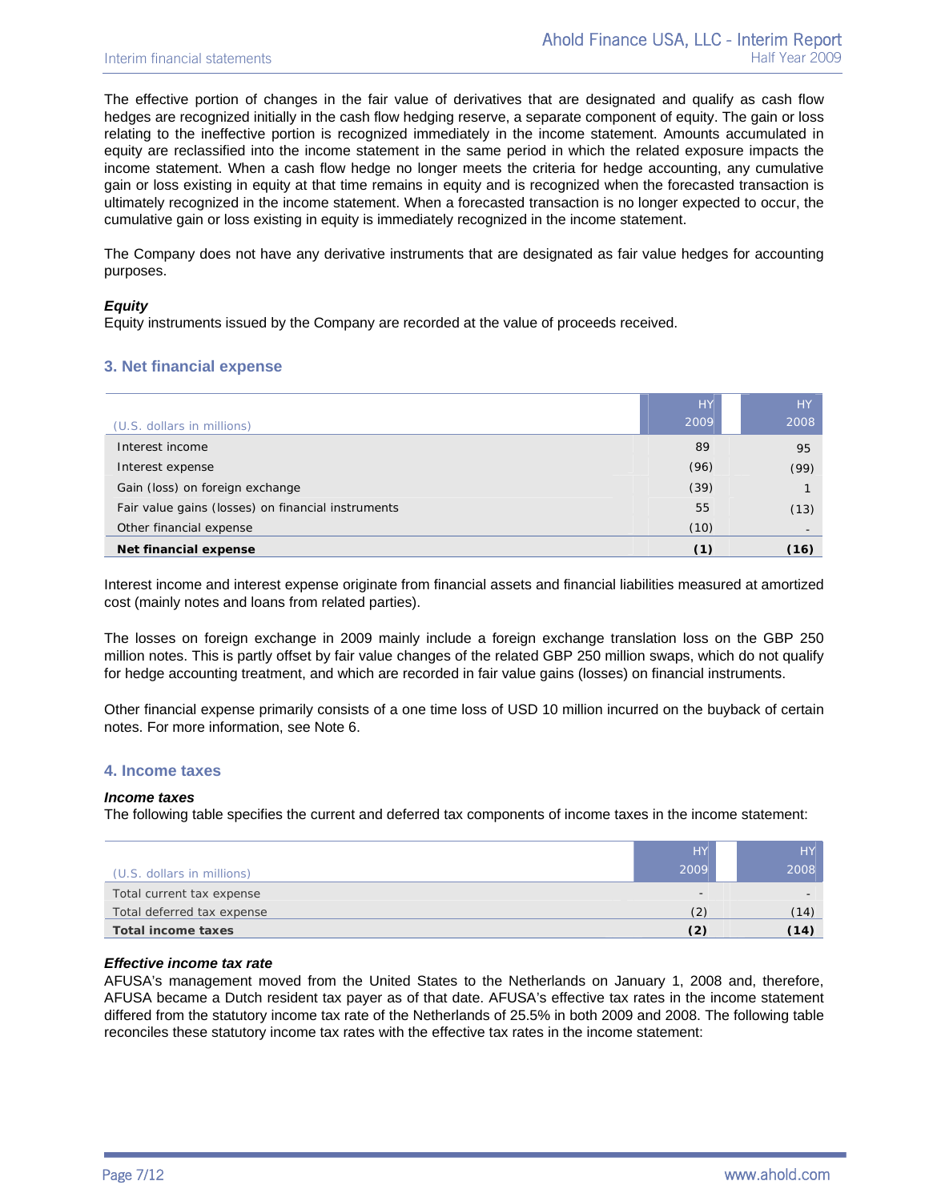The effective portion of changes in the fair value of derivatives that are designated and qualify as cash flow hedges are recognized initially in the cash flow hedging reserve, a separate component of equity. The gain or loss relating to the ineffective portion is recognized immediately in the income statement. Amounts accumulated in equity are reclassified into the income statement in the same period in which the related exposure impacts the income statement. When a cash flow hedge no longer meets the criteria for hedge accounting, any cumulative gain or loss existing in equity at that time remains in equity and is recognized when the forecasted transaction is ultimately recognized in the income statement. When a forecasted transaction is no longer expected to occur, the cumulative gain or loss existing in equity is immediately recognized in the income statement.

The Company does not have any derivative instruments that are designated as fair value hedges for accounting purposes.

***Equity***

Equity instruments issued by the Company are recorded at the value of proceeds received.

## 3. Net financial expense

| (U.S. dollars in millions) | HY 2009 | HY 2008 |
|---|---|---|
| Interest income | 89 | 95 |
| Interest expense | (96) | (99) |
| Gain (loss) on foreign exchange | (39) | 1 |
| Fair value gains (losses) on financial instruments | 55 | (13) |
| Other financial expense | (10) | - |
| **Net financial expense** | **(1)** | **(16)** |

Interest income and interest expense originate from financial assets and financial liabilities measured at amortized cost (mainly notes and loans from related parties).

The losses on foreign exchange in 2009 mainly include a foreign exchange translation loss on the GBP 250 million notes. This is partly offset by fair value changes of the related GBP 250 million swaps, which do not qualify for hedge accounting treatment, and which are recorded in fair value gains (losses) on financial instruments.

Other financial expense primarily consists of a one time loss of USD 10 million incurred on the buyback of certain notes. For more information, see Note 6.

## 4. Income taxes

***Income taxes***

The following table specifies the current and deferred tax components of income taxes in the income statement:

| (U.S. dollars in millions) | HY 2009 | HY 2008 |
|---|---|---|
| Total current tax expense | - | - |
| Total deferred tax expense | (2) | (14) |
| **Total income taxes** | **(2)** | **(14)** |

***Effective income tax rate***

AFUSA's management moved from the United States to the Netherlands on January 1, 2008 and, therefore, AFUSA became a Dutch resident tax payer as of that date. AFUSA's effective tax rates in the income statement differed from the statutory income tax rate of the Netherlands of 25.5% in both 2009 and 2008. The following table reconciles these statutory income tax rates with the effective tax rates in the income statement: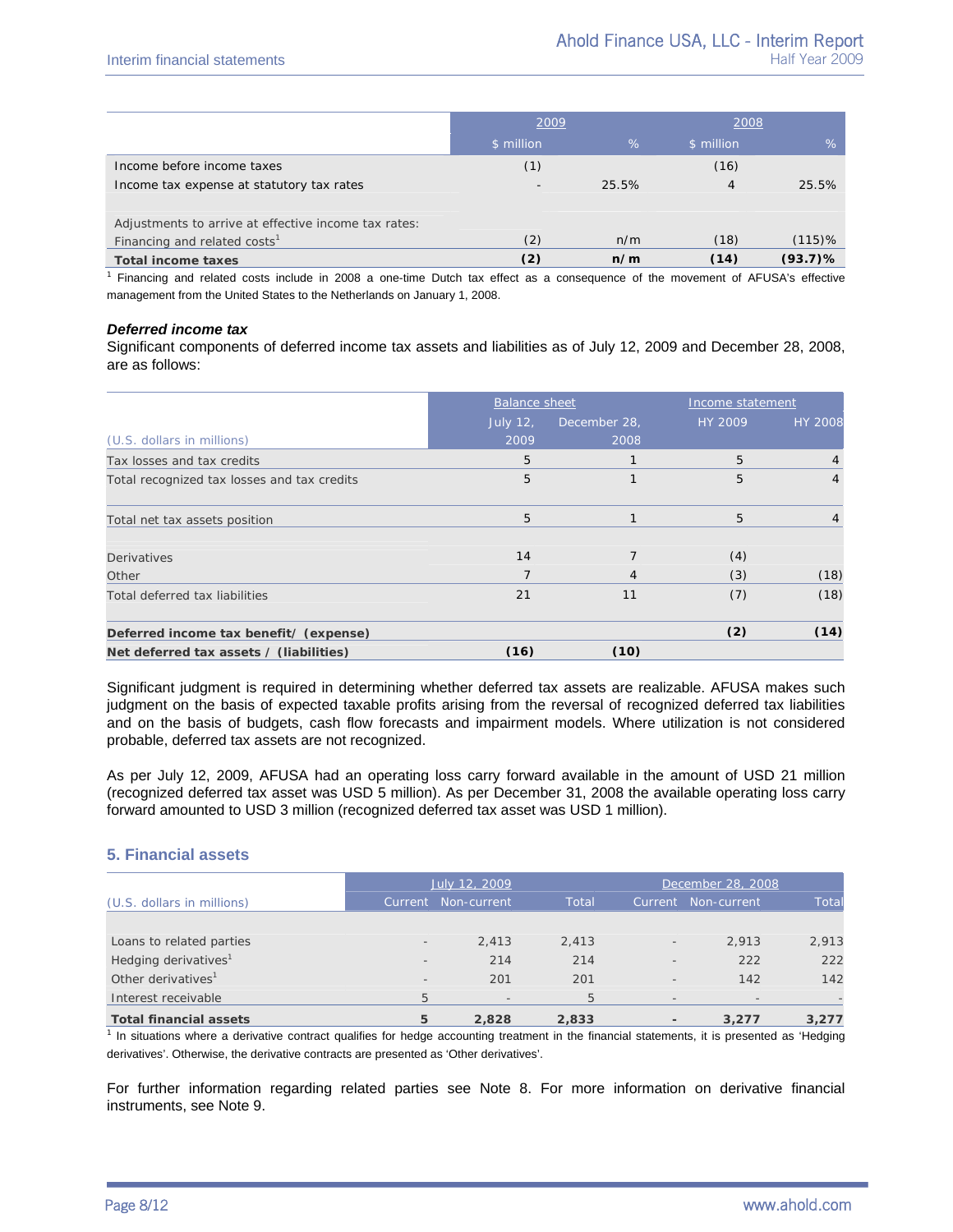| | 2009 | | 2008 | |
|---|---|---|---|---|
| | $ million | % | $ million | % |
| Income before income taxes | (1) | | (16) | |
| Income tax expense at statutory tax rates | - | 25.5% | 4 | 25.5% |
| | | | | |
| Adjustments to arrive at effective income tax rates: | | | | |
| Financing and related costs[1] | (2) | n/m | (18) | (115)% |
| **Total income taxes** | **(2)** | **n/m** | **(14)** | **(93.7)%** |

[1] Financing and related costs include in 2008 a one-time Dutch tax effect as a consequence of the movement of AFUSA's effective management from the United States to the Netherlands on January 1, 2008.

***Deferred income tax***

Significant components of deferred income tax assets and liabilities as of July 12, 2009 and December 28, 2008, are as follows:

| | Balance sheet | | Income statement | |
|---|---|---|---|---|
| (U.S. dollars in millions) | July 12, 2009 | December 28, 2008 | HY 2009 | HY 2008 |
| Tax losses and tax credits | 5 | 1 | 5 | 4 |
| Total recognized tax losses and tax credits | 5 | 1 | 5 | 4 |
| | | | | |
| Total net tax assets position | 5 | 1 | 5 | 4 |
| | | | | |
| Derivatives | 14 | 7 | (4) | |
| Other | 7 | 4 | (3) | (18) |
| Total deferred tax liabilities | 21 | 11 | (7) | (18) |
| | | | | |
| **Deferred income tax benefit/ (expense)** | | | **(2)** | **(14)** |
| **Net deferred tax assets / (liabilities)** | **(16)** | **(10)** | | |

Significant judgment is required in determining whether deferred tax assets are realizable. AFUSA makes such judgment on the basis of expected taxable profits arising from the reversal of recognized deferred tax liabilities and on the basis of budgets, cash flow forecasts and impairment models. Where utilization is not considered probable, deferred tax assets are not recognized.

As per July 12, 2009, AFUSA had an operating loss carry forward available in the amount of USD 21 million (recognized deferred tax asset was USD 5 million). As per December 31, 2008 the available operating loss carry forward amounted to USD 3 million (recognized deferred tax asset was USD 1 million).

## 5. Financial assets

| | July 12, 2009 | | | December 28, 2008 | | |
|---|---|---|---|---|---|---|
| (U.S. dollars in millions) | Current | Non-current | Total | Current | Non-current | Total |
| | | | | | | |
| Loans to related parties | - | 2,413 | 2,413 | - | 2,913 | 2,913 |
| Hedging derivatives[1] | - | 214 | 214 | - | 222 | 222 |
| Other derivatives[1] | - | 201 | 201 | - | 142 | 142 |
| Interest receivable | 5 | - | 5 | - | - | - |
| **Total financial assets** | **5** | **2,828** | **2,833** | **-** | **3,277** | **3,277** |

[1] In situations where a derivative contract qualifies for hedge accounting treatment in the financial statements, it is presented as 'Hedging derivatives'. Otherwise, the derivative contracts are presented as 'Other derivatives'.

For further information regarding related parties see Note 8. For more information on derivative financial instruments, see Note 9.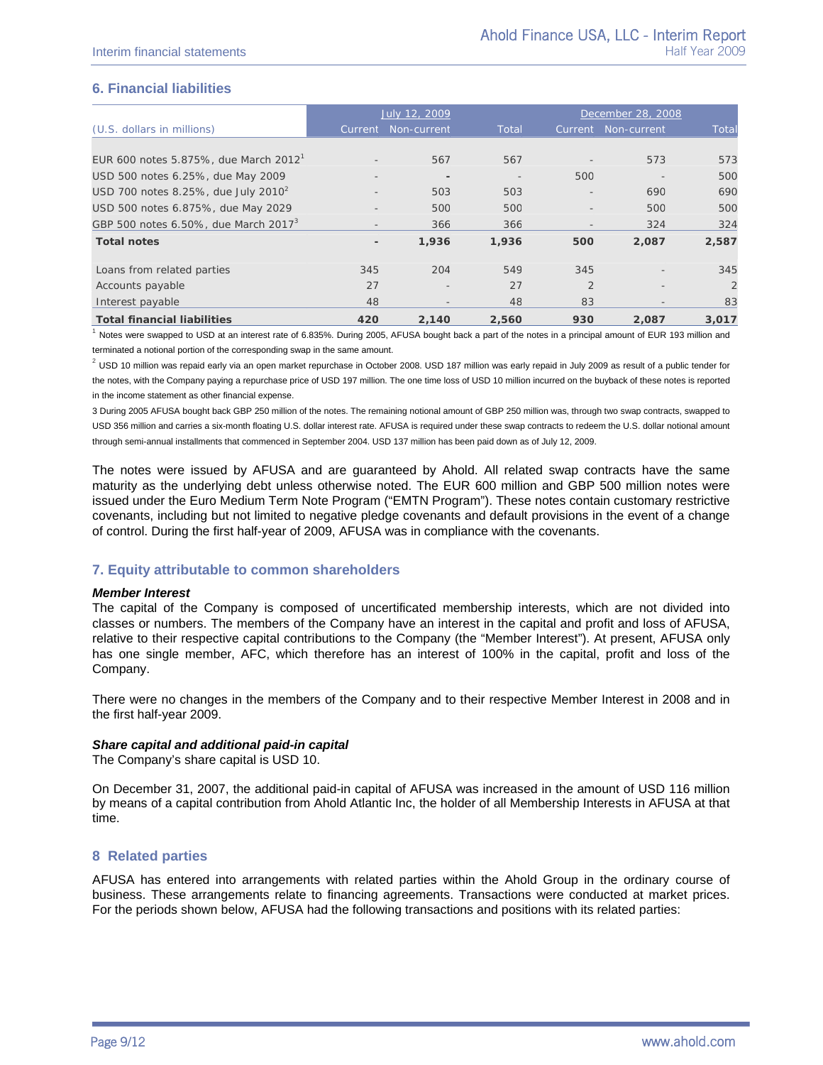## 6. Financial liabilities

| (U.S. dollars in millions) | July 12, 2009 | | | December 28, 2008 | | |
|---|---|---|---|---|---|---|
| | Current | Non-current | Total | Current | Non-current | Total |
| EUR 600 notes 5.875%, due March 2012[1] | - | 567 | 567 | - | 573 | 573 |
| USD 500 notes 6.25%, due May 2009 | - | - | - | 500 | - | 500 |
| USD 700 notes 8.25%, due July 2010[2] | - | 503 | 503 | - | 690 | 690 |
| USD 500 notes 6.875%, due May 2029 | - | 500 | 500 | - | 500 | 500 |
| GBP 500 notes 6.50%, due March 2017[3] | - | 366 | 366 | - | 324 | 324 |
| **Total notes** | **-** | **1,936** | **1,936** | **500** | **2,087** | **2,587** |
| Loans from related parties | 345 | 204 | 549 | 345 | - | 345 |
| Accounts payable | 27 | - | 27 | 2 | - | 2 |
| Interest payable | 48 | - | 48 | 83 | - | 83 |
| **Total financial liabilities** | **420** | **2,140** | **2,560** | **930** | **2,087** | **3,017** |

[1] Notes were swapped to USD at an interest rate of 6.835%. During 2005, AFUSA bought back a part of the notes in a principal amount of EUR 193 million and terminated a notional portion of the corresponding swap in the same amount.

[2] USD 10 million was repaid early via an open market repurchase in October 2008. USD 187 million was early repaid in July 2009 as result of a public tender for the notes, with the Company paying a repurchase price of USD 197 million. The one time loss of USD 10 million incurred on the buyback of these notes is reported in the income statement as other financial expense.

3 During 2005 AFUSA bought back GBP 250 million of the notes. The remaining notional amount of GBP 250 million was, through two swap contracts, swapped to USD 356 million and carries a six-month floating U.S. dollar interest rate. AFUSA is required under these swap contracts to redeem the U.S. dollar notional amount through semi-annual installments that commenced in September 2004. USD 137 million has been paid down as of July 12, 2009.

The notes were issued by AFUSA and are guaranteed by Ahold. All related swap contracts have the same maturity as the underlying debt unless otherwise noted. The EUR 600 million and GBP 500 million notes were issued under the Euro Medium Term Note Program ("EMTN Program"). These notes contain customary restrictive covenants, including but not limited to negative pledge covenants and default provisions in the event of a change of control. During the first half-year of 2009, AFUSA was in compliance with the covenants.

## 7. Equity attributable to common shareholders

***Member Interest***

The capital of the Company is composed of uncertificated membership interests, which are not divided into classes or numbers. The members of the Company have an interest in the capital and profit and loss of AFUSA, relative to their respective capital contributions to the Company (the "Member Interest"). At present, AFUSA only has one single member, AFC, which therefore has an interest of 100% in the capital, profit and loss of the Company.

There were no changes in the members of the Company and to their respective Member Interest in 2008 and in the first half-year 2009.

***Share capital and additional paid-in capital***

The Company's share capital is USD 10.

On December 31, 2007, the additional paid-in capital of AFUSA was increased in the amount of USD 116 million by means of a capital contribution from Ahold Atlantic Inc, the holder of all Membership Interests in AFUSA at that time.

## 8 Related parties

AFUSA has entered into arrangements with related parties within the Ahold Group in the ordinary course of business. These arrangements relate to financing agreements. Transactions were conducted at market prices. For the periods shown below, AFUSA had the following transactions and positions with its related parties: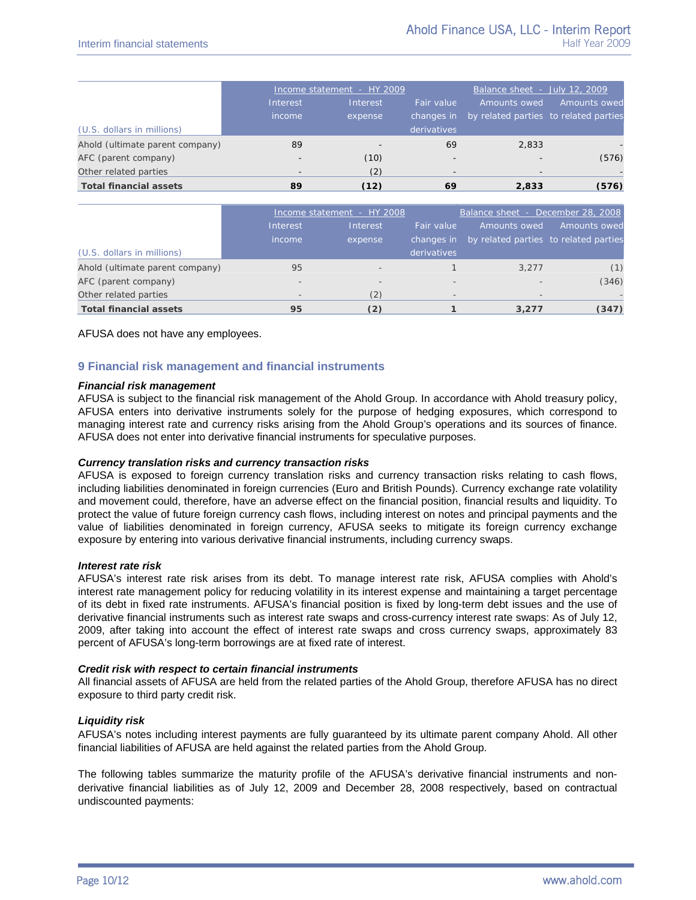| (U.S. dollars in millions) | Income statement - HY 2009 | | | Balance sheet - July 12, 2009 | |
|---|---|---|---|---|---|
| | Interest income | Interest expense | Fair value changes in derivatives | Amounts owed by related parties | Amounts owed to related parties |
| Ahold (ultimate parent company) | 89 | - | 69 | 2,833 | - |
| AFC (parent company) | - | (10) | - | - | (576) |
| Other related parties | - | (2) | - | - | - |
| **Total financial assets** | **89** | **(12)** | **69** | **2,833** | **(576)** |

| (U.S. dollars in millions) | Income statement - HY 2008 | | | Balance sheet - December 28, 2008 | |
|---|---|---|---|---|---|
| | Interest income | Interest expense | Fair value changes in derivatives | Amounts owed by related parties | Amounts owed to related parties |
| Ahold (ultimate parent company) | 95 | - | 1 | 3,277 | (1) |
| AFC (parent company) | - | - | - | - | (346) |
| Other related parties | - | (2) | - | - | - |
| **Total financial assets** | **95** | **(2)** | **1** | **3,277** | **(347)** |

AFUSA does not have any employees.

## 9 Financial risk management and financial instruments

***Financial risk management***

AFUSA is subject to the financial risk management of the Ahold Group. In accordance with Ahold treasury policy, AFUSA enters into derivative instruments solely for the purpose of hedging exposures, which correspond to managing interest rate and currency risks arising from the Ahold Group's operations and its sources of finance. AFUSA does not enter into derivative financial instruments for speculative purposes.

***Currency translation risks and currency transaction risks***

AFUSA is exposed to foreign currency translation risks and currency transaction risks relating to cash flows, including liabilities denominated in foreign currencies (Euro and British Pounds). Currency exchange rate volatility and movement could, therefore, have an adverse effect on the financial position, financial results and liquidity. To protect the value of future foreign currency cash flows, including interest on notes and principal payments and the value of liabilities denominated in foreign currency, AFUSA seeks to mitigate its foreign currency exchange exposure by entering into various derivative financial instruments, including currency swaps.

***Interest rate risk***

AFUSA's interest rate risk arises from its debt. To manage interest rate risk, AFUSA complies with Ahold's interest rate management policy for reducing volatility in its interest expense and maintaining a target percentage of its debt in fixed rate instruments. AFUSA's financial position is fixed by long-term debt issues and the use of derivative financial instruments such as interest rate swaps and cross-currency interest rate swaps: As of July 12, 2009, after taking into account the effect of interest rate swaps and cross currency swaps, approximately 83 percent of AFUSA's long-term borrowings are at fixed rate of interest.

***Credit risk with respect to certain financial instruments***

All financial assets of AFUSA are held from the related parties of the Ahold Group, therefore AFUSA has no direct exposure to third party credit risk.

***Liquidity risk***

AFUSA's notes including interest payments are fully guaranteed by its ultimate parent company Ahold. All other financial liabilities of AFUSA are held against the related parties from the Ahold Group.

The following tables summarize the maturity profile of the AFUSA's derivative financial instruments and non-derivative financial liabilities as of July 12, 2009 and December 28, 2008 respectively, based on contractual undiscounted payments: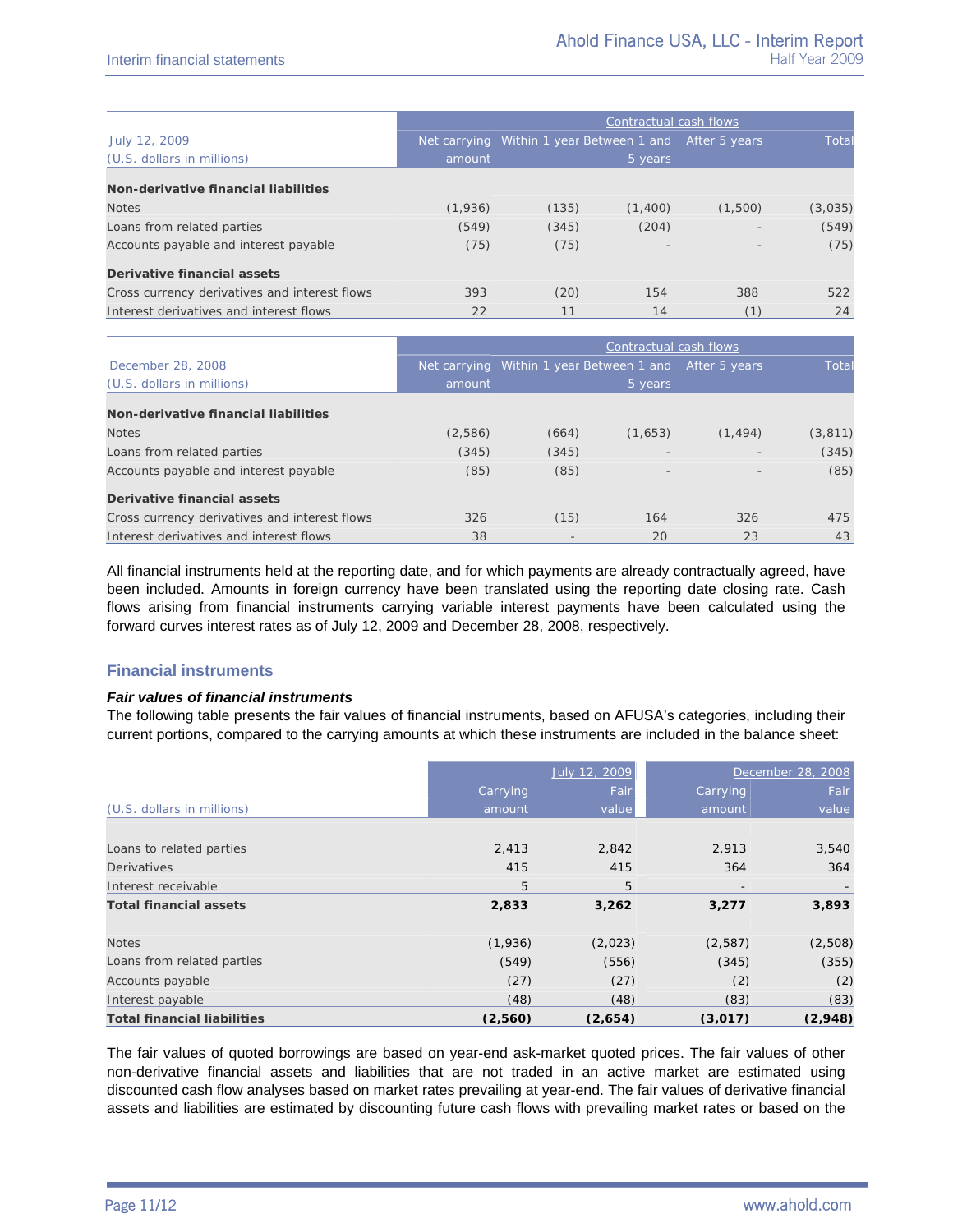| July 12, 2009<br>(U.S. dollars in millions) | Net carrying amount | Contractual cash flows<br>Within 1 year | Between 1 and 5 years | After 5 years | Total |
|---|---|---|---|---|---|
| **Non-derivative financial liabilities** | | | | | |
| Notes | (1,936) | (135) | (1,400) | (1,500) | (3,035) |
| Loans from related parties | (549) | (345) | (204) | - | (549) |
| Accounts payable and interest payable | (75) | (75) | - | - | (75) |
| **Derivative financial assets** | | | | | |
| Cross currency derivatives and interest flows | 393 | (20) | 154 | 388 | 522 |
| Interest derivatives and interest flows | 22 | 11 | 14 | (1) | 24 |

| December 28, 2008<br>(U.S. dollars in millions) | Net carrying amount | Contractual cash flows<br>Within 1 year | Between 1 and 5 years | After 5 years | Total |
|---|---|---|---|---|---|
| **Non-derivative financial liabilities** | | | | | |
| Notes | (2,586) | (664) | (1,653) | (1,494) | (3,811) |
| Loans from related parties | (345) | (345) | - | - | (345) |
| Accounts payable and interest payable | (85) | (85) | - | - | (85) |
| **Derivative financial assets** | | | | | |
| Cross currency derivatives and interest flows | 326 | (15) | 164 | 326 | 475 |
| Interest derivatives and interest flows | 38 | - | 20 | 23 | 43 |

All financial instruments held at the reporting date, and for which payments are already contractually agreed, have been included. Amounts in foreign currency have been translated using the reporting date closing rate. Cash flows arising from financial instruments carrying variable interest payments have been calculated using the forward curves interest rates as of July 12, 2009 and December 28, 2008, respectively.

## Financial instruments

***Fair values of financial instruments***

The following table presents the fair values of financial instruments, based on AFUSA's categories, including their current portions, compared to the carrying amounts at which these instruments are included in the balance sheet:

| (U.S. dollars in millions) | July 12, 2009<br>Carrying amount | <br>Fair value | December 28, 2008<br>Carrying amount | <br>Fair value |
|---|---|---|---|---|
| Loans to related parties | 2,413 | 2,842 | 2,913 | 3,540 |
| Derivatives | 415 | 415 | 364 | 364 |
| Interest receivable | 5 | 5 | - | - |
| **Total financial assets** | **2,833** | **3,262** | **3,277** | **3,893** |
| Notes | (1,936) | (2,023) | (2,587) | (2,508) |
| Loans from related parties | (549) | (556) | (345) | (355) |
| Accounts payable | (27) | (27) | (2) | (2) |
| Interest payable | (48) | (48) | (83) | (83) |
| **Total financial liabilities** | **(2,560)** | **(2,654)** | **(3,017)** | **(2,948)** |

The fair values of quoted borrowings are based on year-end ask-market quoted prices. The fair values of other non-derivative financial assets and liabilities that are not traded in an active market are estimated using discounted cash flow analyses based on market rates prevailing at year-end. The fair values of derivative financial assets and liabilities are estimated by discounting future cash flows with prevailing market rates or based on the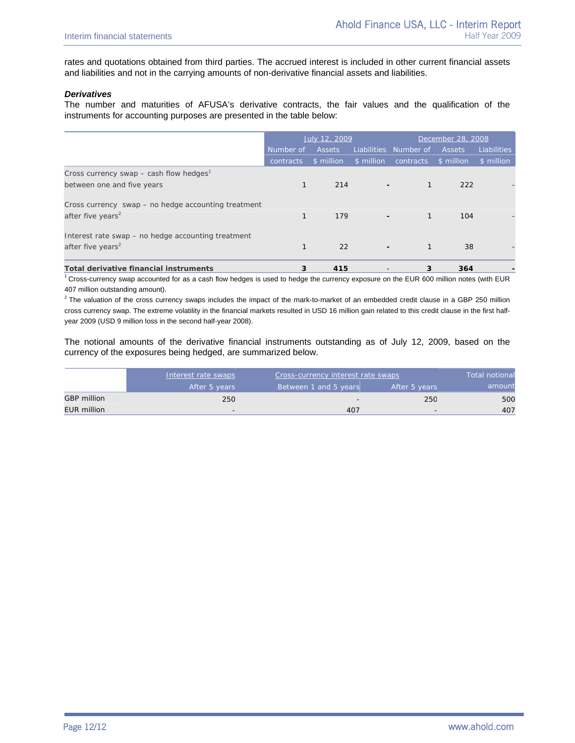rates and quotations obtained from third parties. The accrued interest is included in other current financial assets and liabilities and not in the carrying amounts of non-derivative financial assets and liabilities.

***Derivatives***

The number and maturities of AFUSA's derivative contracts, the fair values and the qualification of the instruments for accounting purposes are presented in the table below:

| | July 12, 2009 | | | December 28, 2008 | | |
|---|---|---|---|---|---|---|
| | Number of contracts | Assets $ million | Liabilities $ million | Number of contracts | Assets $ million | Liabilities $ million |
| Cross currency swap – cash flow hedges[1] between one and five years | 1 | 214 | - | 1 | 222 | - |
| Cross currency swap – no hedge accounting treatment after five years[2] | 1 | 179 | - | 1 | 104 | - |
| Interest rate swap – no hedge accounting treatment after five years[2] | 1 | 22 | - | 1 | 38 | - |
| **Total derivative financial instruments** | **3** | **415** | - | **3** | **364** | **-** |

[1] Cross-currency swap accounted for as a cash flow hedges is used to hedge the currency exposure on the EUR 600 million notes (with EUR 407 million outstanding amount).

[2] The valuation of the cross currency swaps includes the impact of the mark-to-market of an embedded credit clause in a GBP 250 million cross currency swap. The extreme volatility in the financial markets resulted in USD 16 million gain related to this credit clause in the first half-year 2009 (USD 9 million loss in the second half-year 2008).

The notional amounts of the derivative financial instruments outstanding as of July 12, 2009, based on the currency of the exposures being hedged, are summarized below.

| | Interest rate swaps | Cross-currency interest rate swaps | | Total notional |
|---|---|---|---|---|
| | After 5 years | Between 1 and 5 years | After 5 years | amount |
| GBP million | 250 | - | 250 | 500 |
| EUR million | - | 407 | - | 407 |